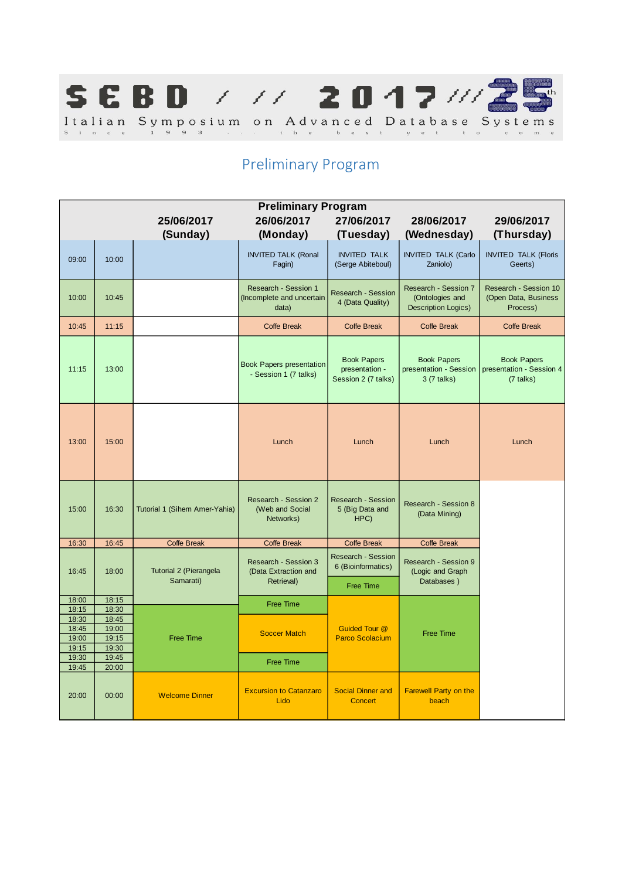SEBD // 2017 /// 25th

Italian Symposium on Advanced Database Systems

Since 1993 ... the best yet to come

# Preliminary Program

| | | 25/06/2017 (Sunday) | 26/06/2017 (Monday) | 27/06/2017 (Tuesday) | 28/06/2017 (Wednesday) | 29/06/2017 (Thursday) |
|---|---|---|---|---|---|---|
| 09:00 | 10:00 | | INVITED TALK (Ronal Fagin) | INVITED TALK (Serge Abiteboul) | INVITED TALK (Carlo Zaniolo) | INVITED TALK (Floris Geerts) |
| 10:00 | 10:45 | | Research - Session 1 (Incomplete and uncertain data) | Research - Session 4 (Data Quality) | Research - Session 7 (Ontologies and Description Logics) | Research - Session 10 (Open Data, Business Process) |
| 10:45 | 11:15 | | Coffe Break | Coffe Break | Coffe Break | Coffe Break |
| 11:15 | 13:00 | | Book Papers presentation - Session 1 (7 talks) | Book Papers presentation - Session 2 (7 talks) | Book Papers presentation - Session 3 (7 talks) | Book Papers presentation - Session 4 (7 talks) |
| 13:00 | 15:00 | | Lunch | Lunch | Lunch | Lunch |
| 15:00 | 16:30 | Tutorial 1 (Sihem Amer-Yahia) | Research - Session 2 (Web and Social Networks) | Research - Session 5 (Big Data and HPC) | Research - Session 8 (Data Mining) | |
| 16:30 | 16:45 | Coffe Break | Coffe Break | Coffe Break | Coffe Break | |
| 16:45 | 18:00 | Tutorial 2 (Pierangela Samarati) | Research - Session 3 (Data Extraction and Retrieval) | Research - Session 6 (Bioinformatics) / Free Time | Research - Session 9 (Logic and Graph Databases ) | |
| 18:00 | 18:15 | | Free Time | Guided Tour @ Parco Scolacium | Free Time | |
| 18:15 | 18:30 | Free Time | Free Time | Guided Tour @ Parco Scolacium | Free Time | |
| 18:30 | 18:45 | Free Time | Soccer Match | Guided Tour @ Parco Scolacium | Free Time | |
| 18:45 | 19:00 | Free Time | Soccer Match | Guided Tour @ Parco Scolacium | Free Time | |
| 19:00 | 19:15 | Free Time | Soccer Match | Guided Tour @ Parco Scolacium | Free Time | |
| 19:15 | 19:30 | Free Time | Soccer Match | Guided Tour @ Parco Scolacium | Free Time | |
| 19:30 | 19:45 | Free Time | Free Time | Guided Tour @ Parco Scolacium | Free Time | |
| 19:45 | 20:00 | Free Time | Free Time | Guided Tour @ Parco Scolacium | Free Time | |
| 20:00 | 00:00 | Welcome Dinner | Excursion to Catanzaro Lido | Social Dinner and Concert | Farewell Party on the beach | |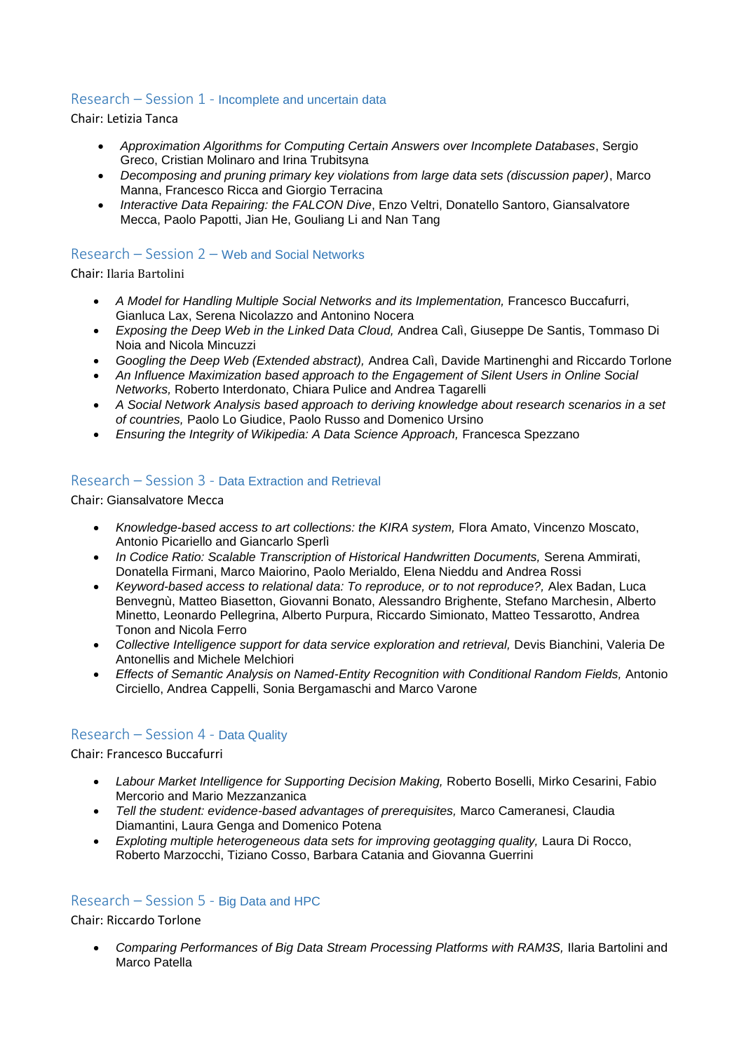## Research – Session 1 - Incomplete and uncertain data

Chair: Letizia Tanca

- *Approximation Algorithms for Computing Certain Answers over Incomplete Databases*, Sergio Greco, Cristian Molinaro and Irina Trubitsyna
- *Decomposing and pruning primary key violations from large data sets (discussion paper)*, Marco Manna, Francesco Ricca and Giorgio Terracina
- *Interactive Data Repairing: the FALCON Dive*, Enzo Veltri, Donatello Santoro, Giansalvatore Mecca, Paolo Papotti, Jian He, Gouliang Li and Nan Tang

## Research – Session 2 – Web and Social Networks

Chair: Ilaria Bartolini

- *A Model for Handling Multiple Social Networks and its Implementation,* Francesco Buccafurri, Gianluca Lax, Serena Nicolazzo and Antonino Nocera
- *Exposing the Deep Web in the Linked Data Cloud,* Andrea Calì, Giuseppe De Santis, Tommaso Di Noia and Nicola Mincuzzi
- *Googling the Deep Web (Extended abstract),* Andrea Calì, Davide Martinenghi and Riccardo Torlone
- *An Influence Maximization based approach to the Engagement of Silent Users in Online Social Networks,* Roberto Interdonato, Chiara Pulice and Andrea Tagarelli
- *A Social Network Analysis based approach to deriving knowledge about research scenarios in a set of countries,* Paolo Lo Giudice, Paolo Russo and Domenico Ursino
- *Ensuring the Integrity of Wikipedia: A Data Science Approach,* Francesca Spezzano

## Research – Session 3 - Data Extraction and Retrieval

Chair: Giansalvatore Mecca

- *Knowledge-based access to art collections: the KIRA system,* Flora Amato, Vincenzo Moscato, Antonio Picariello and Giancarlo Sperlì
- *In Codice Ratio: Scalable Transcription of Historical Handwritten Documents,* Serena Ammirati, Donatella Firmani, Marco Maiorino, Paolo Merialdo, Elena Nieddu and Andrea Rossi
- *Keyword-based access to relational data: To reproduce, or to not reproduce?,* Alex Badan, Luca Benvegnù, Matteo Biasetton, Giovanni Bonato, Alessandro Brighente, Stefano Marchesin, Alberto Minetto, Leonardo Pellegrina, Alberto Purpura, Riccardo Simionato, Matteo Tessarotto, Andrea Tonon and Nicola Ferro
- *Collective Intelligence support for data service exploration and retrieval,* Devis Bianchini, Valeria De Antonellis and Michele Melchiori
- *Effects of Semantic Analysis on Named-Entity Recognition with Conditional Random Fields,* Antonio Circiello, Andrea Cappelli, Sonia Bergamaschi and Marco Varone

## Research – Session 4 - Data Quality

Chair: Francesco Buccafurri

- *Labour Market Intelligence for Supporting Decision Making,* Roberto Boselli, Mirko Cesarini, Fabio Mercorio and Mario Mezzanzanica
- *Tell the student: evidence-based advantages of prerequisites,* Marco Cameranesi, Claudia Diamantini, Laura Genga and Domenico Potena
- *Exploting multiple heterogeneous data sets for improving geotagging quality,* Laura Di Rocco, Roberto Marzocchi, Tiziano Cosso, Barbara Catania and Giovanna Guerrini

## Research – Session 5 - Big Data and HPC

Chair: Riccardo Torlone

- *Comparing Performances of Big Data Stream Processing Platforms with RAM3S,* Ilaria Bartolini and Marco Patella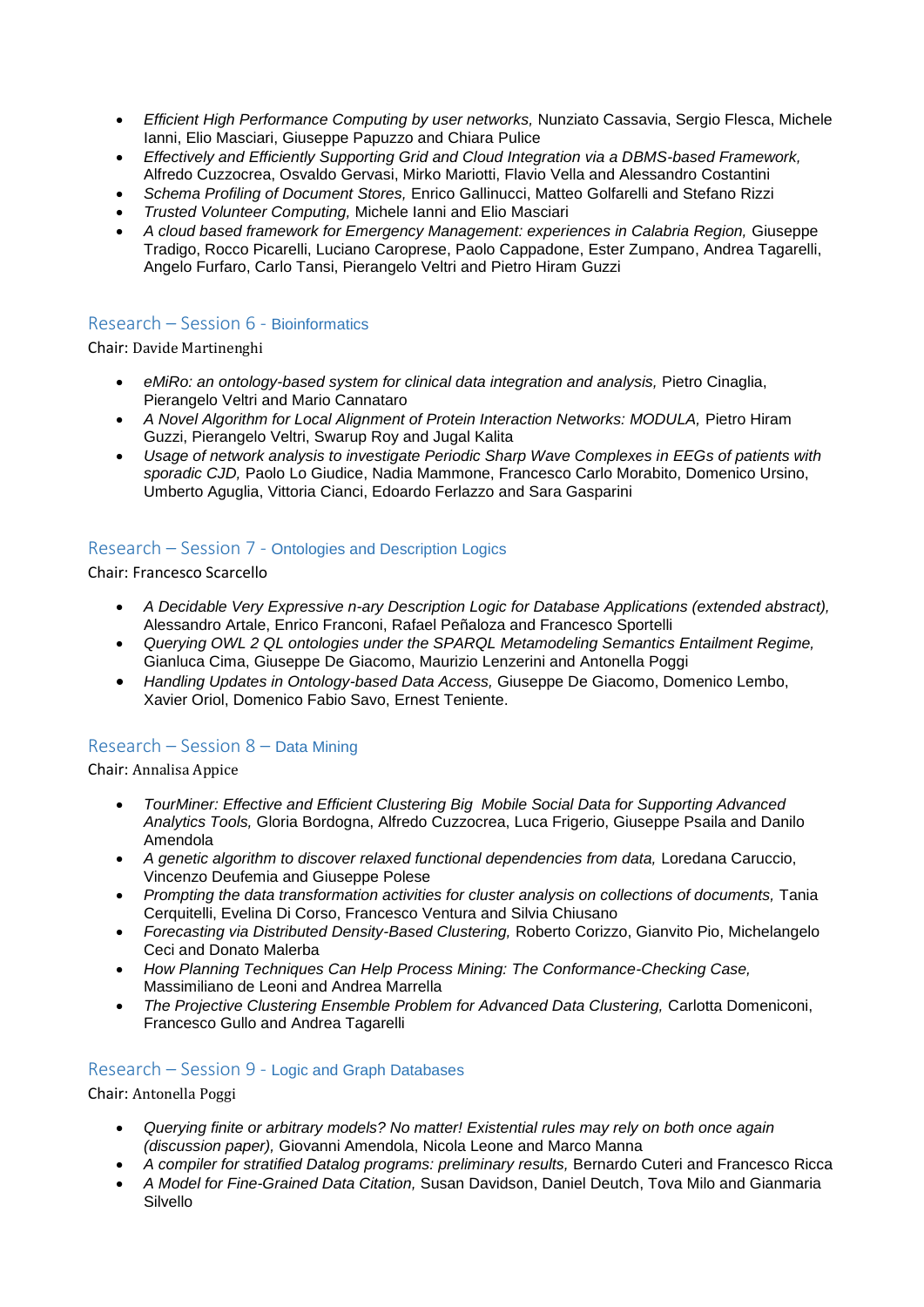- *Efficient High Performance Computing by user networks,* Nunziato Cassavia, Sergio Flesca, Michele Ianni, Elio Masciari, Giuseppe Papuzzo and Chiara Pulice
- *Effectively and Efficiently Supporting Grid and Cloud Integration via a DBMS-based Framework,* Alfredo Cuzzocrea, Osvaldo Gervasi, Mirko Mariotti, Flavio Vella and Alessandro Costantini
- *Schema Profiling of Document Stores,* Enrico Gallinucci, Matteo Golfarelli and Stefano Rizzi
- *Trusted Volunteer Computing,* Michele Ianni and Elio Masciari
- *A cloud based framework for Emergency Management: experiences in Calabria Region,* Giuseppe Tradigo, Rocco Picarelli, Luciano Caroprese, Paolo Cappadone, Ester Zumpano, Andrea Tagarelli, Angelo Furfaro, Carlo Tansi, Pierangelo Veltri and Pietro Hiram Guzzi

## Research – Session 6 - Bioinformatics

Chair: Davide Martinenghi

- *eMiRo: an ontology-based system for clinical data integration and analysis,* Pietro Cinaglia, Pierangelo Veltri and Mario Cannataro
- *A Novel Algorithm for Local Alignment of Protein Interaction Networks: MODULA,* Pietro Hiram Guzzi, Pierangelo Veltri, Swarup Roy and Jugal Kalita
- *Usage of network analysis to investigate Periodic Sharp Wave Complexes in EEGs of patients with sporadic CJD,* Paolo Lo Giudice, Nadia Mammone, Francesco Carlo Morabito, Domenico Ursino, Umberto Aguglia, Vittoria Cianci, Edoardo Ferlazzo and Sara Gasparini

## Research – Session 7 - Ontologies and Description Logics

Chair: Francesco Scarcello

- *A Decidable Very Expressive n-ary Description Logic for Database Applications (extended abstract),* Alessandro Artale, Enrico Franconi, Rafael Peñaloza and Francesco Sportelli
- *Querying OWL 2 QL ontologies under the SPARQL Metamodeling Semantics Entailment Regime,* Gianluca Cima, Giuseppe De Giacomo, Maurizio Lenzerini and Antonella Poggi
- *Handling Updates in Ontology-based Data Access,* Giuseppe De Giacomo, Domenico Lembo, Xavier Oriol, Domenico Fabio Savo, Ernest Teniente.

## Research – Session 8 – Data Mining

Chair: Annalisa Appice

- *TourMiner: Effective and Efficient Clustering Big Mobile Social Data for Supporting Advanced Analytics Tools,* Gloria Bordogna, Alfredo Cuzzocrea, Luca Frigerio, Giuseppe Psaila and Danilo Amendola
- *A genetic algorithm to discover relaxed functional dependencies from data,* Loredana Caruccio, Vincenzo Deufemia and Giuseppe Polese
- *Prompting the data transformation activities for cluster analysis on collections of documents,* Tania Cerquitelli, Evelina Di Corso, Francesco Ventura and Silvia Chiusano
- *Forecasting via Distributed Density-Based Clustering,* Roberto Corizzo, Gianvito Pio, Michelangelo Ceci and Donato Malerba
- *How Planning Techniques Can Help Process Mining: The Conformance-Checking Case,* Massimiliano de Leoni and Andrea Marrella
- *The Projective Clustering Ensemble Problem for Advanced Data Clustering,* Carlotta Domeniconi, Francesco Gullo and Andrea Tagarelli

## Research – Session 9 - Logic and Graph Databases

Chair: Antonella Poggi

- *Querying finite or arbitrary models? No matter! Existential rules may rely on both once again (discussion paper),* Giovanni Amendola, Nicola Leone and Marco Manna
- *A compiler for stratified Datalog programs: preliminary results,* Bernardo Cuteri and Francesco Ricca
- *A Model for Fine-Grained Data Citation,* Susan Davidson, Daniel Deutch, Tova Milo and Gianmaria Silvello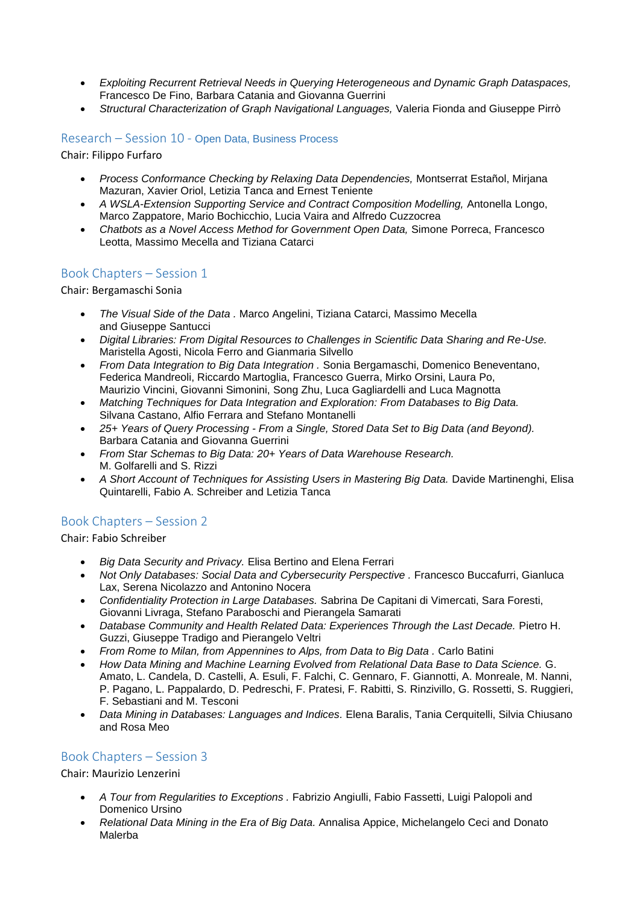- *Exploiting Recurrent Retrieval Needs in Querying Heterogeneous and Dynamic Graph Dataspaces,* Francesco De Fino, Barbara Catania and Giovanna Guerrini
- *Structural Characterization of Graph Navigational Languages,* Valeria Fionda and Giuseppe Pirrò

## Research – Session 10 - Open Data, Business Process

Chair: Filippo Furfaro

- *Process Conformance Checking by Relaxing Data Dependencies,* Montserrat Estañol, Mirjana Mazuran, Xavier Oriol, Letizia Tanca and Ernest Teniente
- *A WSLA-Extension Supporting Service and Contract Composition Modelling,* Antonella Longo, Marco Zappatore, Mario Bochicchio, Lucia Vaira and Alfredo Cuzzocrea
- *Chatbots as a Novel Access Method for Government Open Data,* Simone Porreca, Francesco Leotta, Massimo Mecella and Tiziana Catarci

## Book Chapters – Session 1

Chair: Bergamaschi Sonia

- *The Visual Side of the Data .* Marco Angelini, Tiziana Catarci, Massimo Mecella and Giuseppe Santucci
- *Digital Libraries: From Digital Resources to Challenges in Scientific Data Sharing and Re-Use.* Maristella Agosti, Nicola Ferro and Gianmaria Silvello
- *From Data Integration to Big Data Integration .* Sonia Bergamaschi, Domenico Beneventano, Federica Mandreoli, Riccardo Martoglia, Francesco Guerra, Mirko Orsini, Laura Po, Maurizio Vincini, Giovanni Simonini, Song Zhu, Luca Gagliardelli and Luca Magnotta
- *Matching Techniques for Data Integration and Exploration: From Databases to Big Data.* Silvana Castano, Alfio Ferrara and Stefano Montanelli
- *25+ Years of Query Processing - From a Single, Stored Data Set to Big Data (and Beyond).* Barbara Catania and Giovanna Guerrini
- *From Star Schemas to Big Data: 20+ Years of Data Warehouse Research.* M. Golfarelli and S. Rizzi
- *A Short Account of Techniques for Assisting Users in Mastering Big Data.* Davide Martinenghi, Elisa Quintarelli, Fabio A. Schreiber and Letizia Tanca

## Book Chapters – Session 2

Chair: Fabio Schreiber

- *Big Data Security and Privacy.* Elisa Bertino and Elena Ferrari
- *Not Only Databases: Social Data and Cybersecurity Perspective .* Francesco Buccafurri, Gianluca Lax, Serena Nicolazzo and Antonino Nocera
- *Confidentiality Protection in Large Databases.* Sabrina De Capitani di Vimercati, Sara Foresti, Giovanni Livraga, Stefano Paraboschi and Pierangela Samarati
- *Database Community and Health Related Data: Experiences Through the Last Decade.* Pietro H. Guzzi, Giuseppe Tradigo and Pierangelo Veltri
- *From Rome to Milan, from Appennines to Alps, from Data to Big Data .* Carlo Batini
- *How Data Mining and Machine Learning Evolved from Relational Data Base to Data Science.* G. Amato, L. Candela, D. Castelli, A. Esuli, F. Falchi, C. Gennaro, F. Giannotti, A. Monreale, M. Nanni, P. Pagano, L. Pappalardo, D. Pedreschi, F. Pratesi, F. Rabitti, S. Rinzivillo, G. Rossetti, S. Ruggieri, F. Sebastiani and M. Tesconi
- *Data Mining in Databases: Languages and Indices.* Elena Baralis, Tania Cerquitelli, Silvia Chiusano and Rosa Meo

## Book Chapters – Session 3

Chair: Maurizio Lenzerini

- *A Tour from Regularities to Exceptions .* Fabrizio Angiulli, Fabio Fassetti, Luigi Palopoli and Domenico Ursino
- *Relational Data Mining in the Era of Big Data.* Annalisa Appice, Michelangelo Ceci and Donato Malerba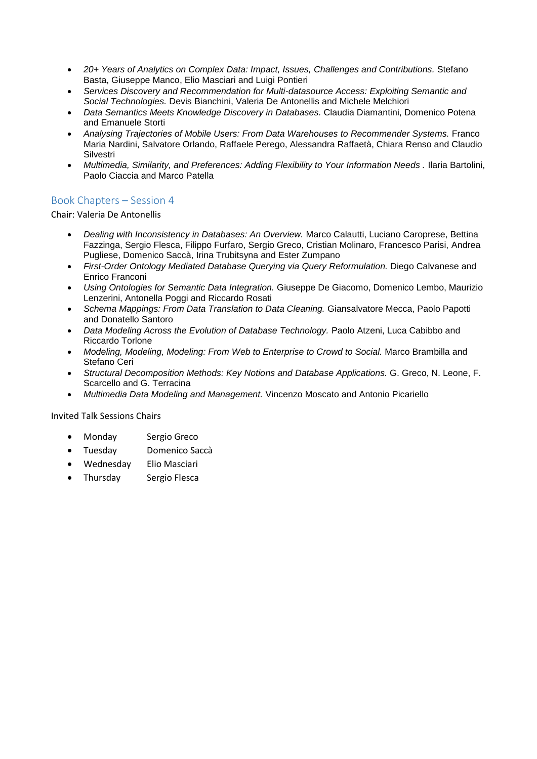- *20+ Years of Analytics on Complex Data: Impact, Issues, Challenges and Contributions.* Stefano Basta, Giuseppe Manco, Elio Masciari and Luigi Pontieri
- *Services Discovery and Recommendation for Multi-datasource Access: Exploiting Semantic and Social Technologies.* Devis Bianchini, Valeria De Antonellis and Michele Melchiori
- *Data Semantics Meets Knowledge Discovery in Databases.* Claudia Diamantini, Domenico Potena and Emanuele Storti
- *Analysing Trajectories of Mobile Users: From Data Warehouses to Recommender Systems.* Franco Maria Nardini, Salvatore Orlando, Raffaele Perego, Alessandra Raffaetà, Chiara Renso and Claudio Silvestri
- *Multimedia, Similarity, and Preferences: Adding Flexibility to Your Information Needs .* Ilaria Bartolini, Paolo Ciaccia and Marco Patella

## Book Chapters – Session 4

Chair: Valeria De Antonellis

- *Dealing with Inconsistency in Databases: An Overview.* Marco Calautti, Luciano Caroprese, Bettina Fazzinga, Sergio Flesca, Filippo Furfaro, Sergio Greco, Cristian Molinaro, Francesco Parisi, Andrea Pugliese, Domenico Saccà, Irina Trubitsyna and Ester Zumpano
- *First-Order Ontology Mediated Database Querying via Query Reformulation.* Diego Calvanese and Enrico Franconi
- *Using Ontologies for Semantic Data Integration.* Giuseppe De Giacomo, Domenico Lembo, Maurizio Lenzerini, Antonella Poggi and Riccardo Rosati
- *Schema Mappings: From Data Translation to Data Cleaning.* Giansalvatore Mecca, Paolo Papotti and Donatello Santoro
- *Data Modeling Across the Evolution of Database Technology.* Paolo Atzeni, Luca Cabibbo and Riccardo Torlone
- *Modeling, Modeling, Modeling: From Web to Enterprise to Crowd to Social.* Marco Brambilla and Stefano Ceri
- *Structural Decomposition Methods: Key Notions and Database Applications.* G. Greco, N. Leone, F. Scarcello and G. Terracina
- *Multimedia Data Modeling and Management.* Vincenzo Moscato and Antonio Picariello

Invited Talk Sessions Chairs

- Monday Sergio Greco
- Tuesday Domenico Saccà
- Wednesday Elio Masciari
- Thursday Sergio Flesca